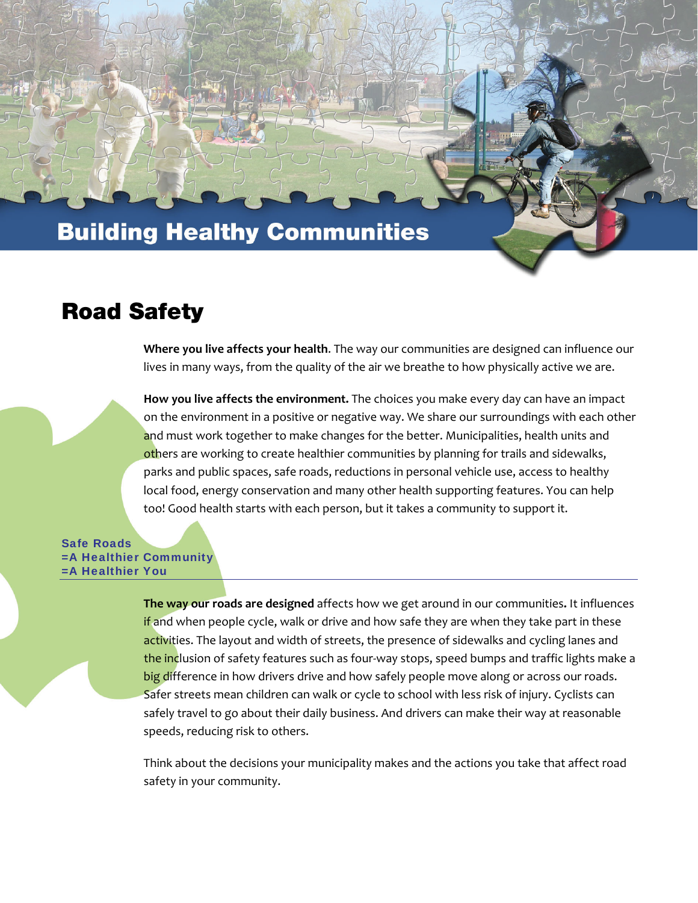# Building Healthy Communities

## Road Safety

**Where you live affects your health**. The way our communities are designed can influence our lives in many ways, from the quality of the air we breathe to how physically active we are.

**How you live affects the environment.** The choices you make every day can have an impact on the environment in a positive or negative way. We share our surroundings with each other and must work together to make changes for the better. Municipalities, health units and others are working to create healthier communities by planning for trails and sidewalks, parks and public spaces, safe roads, reductions in personal vehicle use, access to healthy local food, energy conservation and many other health supporting features. You can help too! Good health starts with each person, but it takes a community to support it.

### Safe Roads =A Healthier Community =A Healthier You

**The way our roads are designed** affects how we get around in our communities**.** It influences if and when people cycle, walk or drive and how safe they are when they take part in these activities. The layout and width of streets, the presence of sidewalks and cycling lanes and the inclusion of safety features such as four-way stops, speed bumps and traffic lights make a big difference in how drivers drive and how safely people move along or across our roads. Safer streets mean children can walk or cycle to school with less risk of injury. Cyclists can safely travel to go about their daily business. And drivers can make their way at reasonable speeds, reducing risk to others.

Think about the decisions your municipality makes and the actions you take that affect road safety in your community.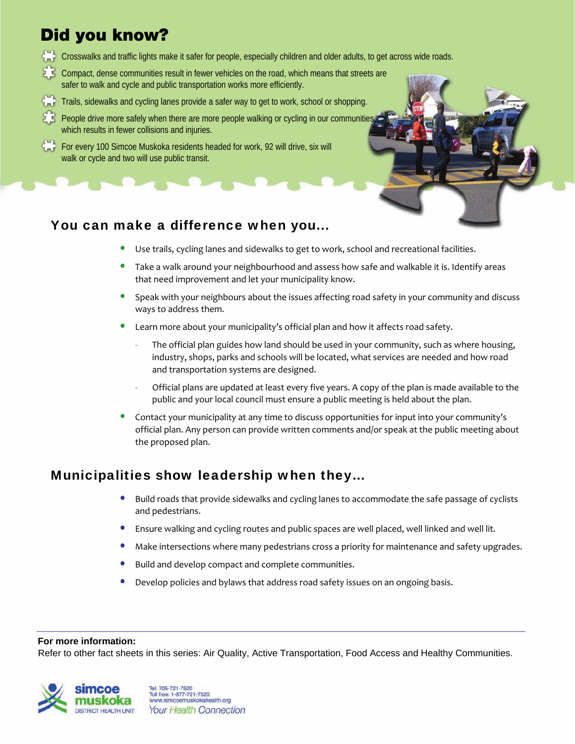# Did you know?

- Crosswalks and traffic lights make it safer for people, especially children and older adults, to get across wide roads.
- Compact, dense communities result in fewer vehicles on the road, which means that streets are safer to walk and cycle and public transportation works more efficiently.
- Trails, sidewalks and cycling lanes provide a safer way to get to work, school or shopping.
- People drive more safely when there are more people walking or cycling in our communities, which results in fewer collisions and injuries.
- For every 100 Simcoe Muskoka residents headed for work, 92 will drive, six will walk or cycle and two will use public transit.

## You can make a difference when you...

- Use trails, cycling lanes and sidewalks to get to work, school and recreational facilities.
- Take a walk around your neighbourhood and assess how safe and walkable it is. Identify areas that need improvement and let your municipality know.
- Speak with your neighbours about the issues affecting road safety in your community and discuss ways to address them.
- Learn more about your municipality's official plan and how it affects road safety.
  - The official plan guides how land should be used in your community, such as where housing, industry, shops, parks and schools will be located, what services are needed and how road and transportation systems are designed.
  - Official plans are updated at least every five years. A copy of the plan is made available to the public and your local council must ensure a public meeting is held about the plan.
- Contact your municipality at any time to discuss opportunities for input into your community's official plan. Any person can provide written comments and/or speak at the public meeting about the proposed plan.

## Municipalities show leadership when they...

- Build roads that provide sidewalks and cycling lanes to accommodate the safe passage of cyclists and pedestrians.
- Ensure walking and cycling routes and public spaces are well placed, well linked and well lit.
- Make intersections where many pedestrians cross a priority for maintenance and safety upgrades.
- Build and develop compact and complete communities.
- Develop policies and bylaws that address road safety issues on an ongoing basis.

**For more information:**
Refer to other fact sheets in this series: Air Quality, Active Transportation, Food Access and Healthy Communities.

simcoe muskoka DISTRICT HEALTH UNIT

Tel: 705-721-7520
Toll free: 1-877-721-7520
www.simcoemuskokahealth.org
Your Health Connection